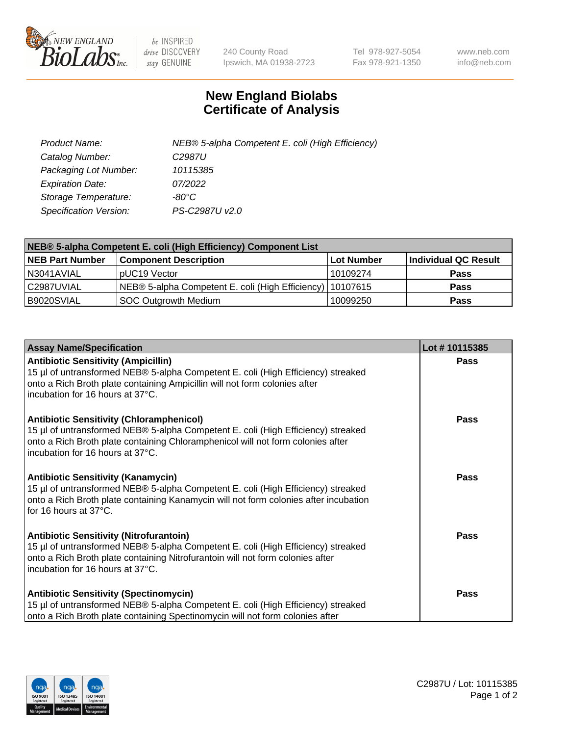# New England Biolabs Certificate of Analysis

| | |
|---|---|
| *Product Name:* | *NEB® 5-alpha Competent E. coli (High Efficiency)* |
| *Catalog Number:* | *C2987U* |
| *Packaging Lot Number:* | *10115385* |
| *Expiration Date:* | *07/2022* |
| *Storage Temperature:* | *-80°C* |
| *Specification Version:* | *PS-C2987U v2.0* |

| NEB® 5-alpha Competent E. coli (High Efficiency) Component List | | | |
|---|---|---|---|
| **NEB Part Number** | **Component Description** | **Lot Number** | **Individual QC Result** |
| N3041AVIAL | pUC19 Vector | 10109274 | **Pass** |
| C2987UVIAL | NEB® 5-alpha Competent E. coli (High Efficiency) | 10107615 | **Pass** |
| B9020SVIAL | SOC Outgrowth Medium | 10099250 | **Pass** |

| Assay Name/Specification | Lot # 10115385 |
|---|---|
| **Antibiotic Sensitivity (Ampicillin)**<br>15 µl of untransformed NEB® 5-alpha Competent E. coli (High Efficiency) streaked onto a Rich Broth plate containing Ampicillin will not form colonies after incubation for 16 hours at 37°C. | **Pass** |
| **Antibiotic Sensitivity (Chloramphenicol)**<br>15 µl of untransformed NEB® 5-alpha Competent E. coli (High Efficiency) streaked onto a Rich Broth plate containing Chloramphenicol will not form colonies after incubation for 16 hours at 37°C. | **Pass** |
| **Antibiotic Sensitivity (Kanamycin)**<br>15 µl of untransformed NEB® 5-alpha Competent E. coli (High Efficiency) streaked onto a Rich Broth plate containing Kanamycin will not form colonies after incubation for 16 hours at 37°C. | **Pass** |
| **Antibiotic Sensitivity (Nitrofurantoin)**<br>15 µl of untransformed NEB® 5-alpha Competent E. coli (High Efficiency) streaked onto a Rich Broth plate containing Nitrofurantoin will not form colonies after incubation for 16 hours at 37°C. | **Pass** |
| **Antibiotic Sensitivity (Spectinomycin)**<br>15 µl of untransformed NEB® 5-alpha Competent E. coli (High Efficiency) streaked onto a Rich Broth plate containing Spectinomycin will not form colonies after | **Pass** |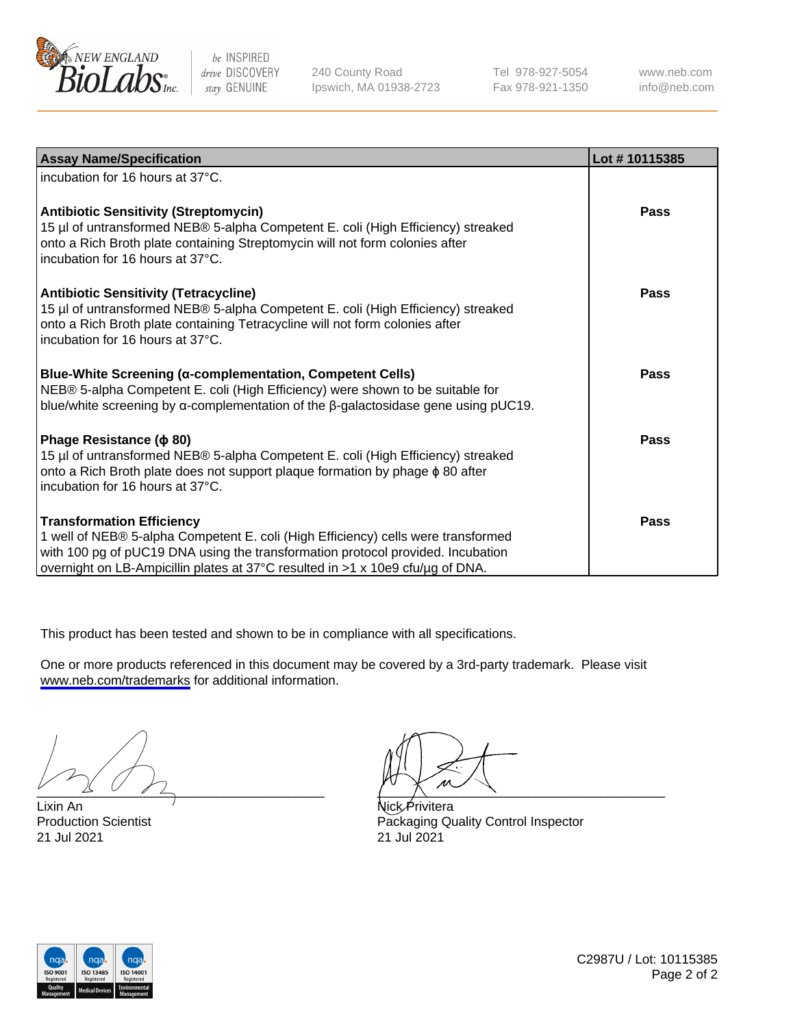| Assay Name/Specification | Lot # 10115385 |
|---|---|
| incubation for 16 hours at 37°C. | |
| **Antibiotic Sensitivity (Streptomycin)**<br>15 µl of untransformed NEB® 5-alpha Competent E. coli (High Efficiency) streaked onto a Rich Broth plate containing Streptomycin will not form colonies after incubation for 16 hours at 37°C. | Pass |
| **Antibiotic Sensitivity (Tetracycline)**<br>15 µl of untransformed NEB® 5-alpha Competent E. coli (High Efficiency) streaked onto a Rich Broth plate containing Tetracycline will not form colonies after incubation for 16 hours at 37°C. | Pass |
| **Blue-White Screening (α-complementation, Competent Cells)**<br>NEB® 5-alpha Competent E. coli (High Efficiency) were shown to be suitable for blue/white screening by α-complementation of the β-galactosidase gene using pUC19. | Pass |
| **Phage Resistance (ϕ 80)**<br>15 µl of untransformed NEB® 5-alpha Competent E. coli (High Efficiency) streaked onto a Rich Broth plate does not support plaque formation by phage ϕ 80 after incubation for 16 hours at 37°C. | Pass |
| **Transformation Efficiency**<br>1 well of NEB® 5-alpha Competent E. coli (High Efficiency) cells were transformed with 100 pg of pUC19 DNA using the transformation protocol provided. Incubation overnight on LB-Ampicillin plates at 37°C resulted in >1 x 10e9 cfu/µg of DNA. | Pass |

This product has been tested and shown to be in compliance with all specifications.

One or more products referenced in this document may be covered by a 3rd-party trademark. Please visit www.neb.com/trademarks for additional information.

Lixin An
Production Scientist
21 Jul 2021

Nick Privitera
Packaging Quality Control Inspector
21 Jul 2021

C2987U / Lot: 10115385